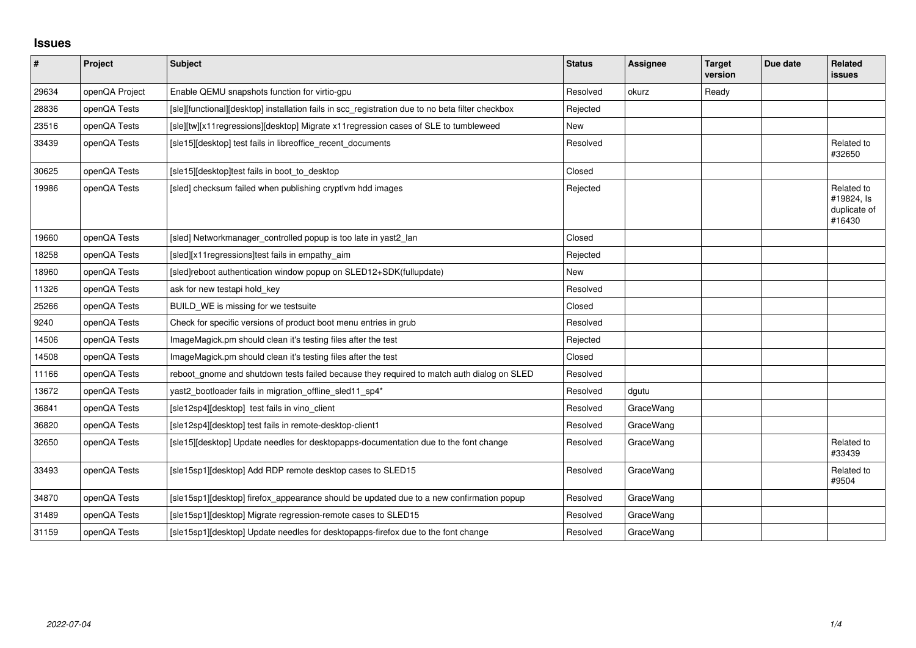## Issues

| # | Project | Subject | Status | Assignee | Target version | Due date | Related issues |
|---|---|---|---|---|---|---|---|
| 29634 | openQA Project | Enable QEMU snapshots function for virtio-gpu | Resolved | okurz | Ready | | |
| 28836 | openQA Tests | [sle][functional][desktop] installation fails in scc_registration due to no beta filter checkbox | Rejected | | | | |
| 23516 | openQA Tests | [sle][tw][x11regressions][desktop] Migrate x11regression cases of SLE to tumbleweed | New | | | | |
| 33439 | openQA Tests | [sle15][desktop] test fails in libreoffice_recent_documents | Resolved | | | | Related to #32650 |
| 30625 | openQA Tests | [sle15][desktop]test fails in boot_to_desktop | Closed | | | | |
| 19986 | openQA Tests | [sled] checksum failed when publishing cryptlvm hdd images | Rejected | | | | Related to #19824, Is duplicate of #16430 |
| 19660 | openQA Tests | [sled] Networkmanager_controlled popup is too late in yast2_lan | Closed | | | | |
| 18258 | openQA Tests | [sled][x11regressions]test fails in empathy_aim | Rejected | | | | |
| 18960 | openQA Tests | [sled]reboot authentication window popup on SLED12+SDK(fullupdate) | New | | | | |
| 11326 | openQA Tests | ask for new testapi hold_key | Resolved | | | | |
| 25266 | openQA Tests | BUILD_WE is missing for we testsuite | Closed | | | | |
| 9240 | openQA Tests | Check for specific versions of product boot menu entries in grub | Resolved | | | | |
| 14506 | openQA Tests | ImageMagick.pm should clean it's testing files after the test | Rejected | | | | |
| 14508 | openQA Tests | ImageMagick.pm should clean it's testing files after the test | Closed | | | | |
| 11166 | openQA Tests | reboot_gnome and shutdown tests failed because they required to match auth dialog on SLED | Resolved | | | | |
| 13672 | openQA Tests | yast2_bootloader fails in migration_offline_sled11_sp4* | Resolved | dgutu | | | |
| 36841 | openQA Tests | [sle12sp4][desktop] test fails in vino_client | Resolved | GraceWang | | | |
| 36820 | openQA Tests | [sle12sp4][desktop] test fails in remote-desktop-client1 | Resolved | GraceWang | | | |
| 32650 | openQA Tests | [sle15][desktop] Update needles for desktopapps-documentation due to the font change | Resolved | GraceWang | | | Related to #33439 |
| 33493 | openQA Tests | [sle15sp1][desktop] Add RDP remote desktop cases to SLED15 | Resolved | GraceWang | | | Related to #9504 |
| 34870 | openQA Tests | [sle15sp1][desktop] firefox_appearance should be updated due to a new confirmation popup | Resolved | GraceWang | | | |
| 31489 | openQA Tests | [sle15sp1][desktop] Migrate regression-remote cases to SLED15 | Resolved | GraceWang | | | |
| 31159 | openQA Tests | [sle15sp1][desktop] Update needles for desktopapps-firefox due to the font change | Resolved | GraceWang | | | |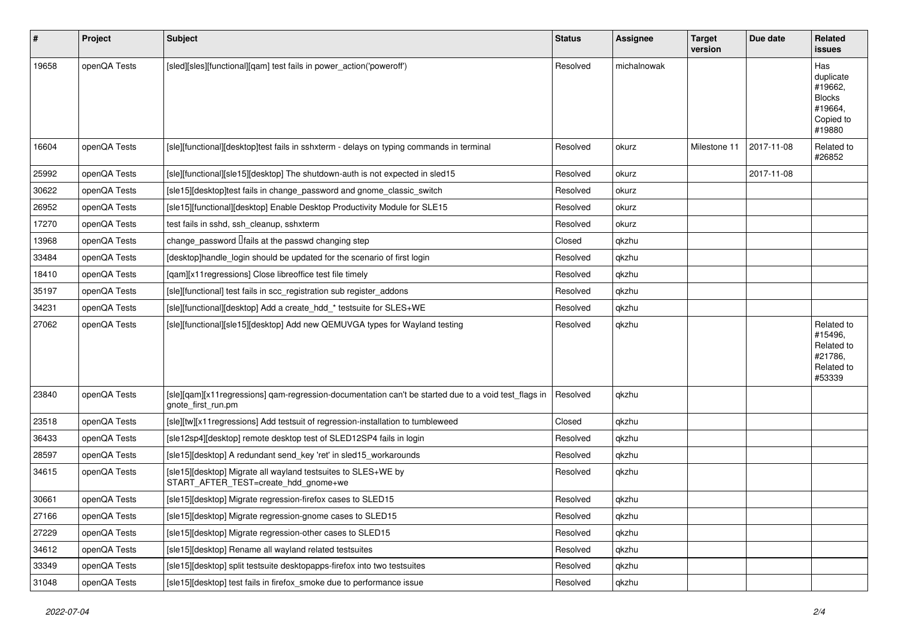| # | Project | Subject | Status | Assignee | Target version | Due date | Related issues |
|---|---|---|---|---|---|---|---|
| 19658 | openQA Tests | [sled][sles][functional][qam] test fails in power_action('poweroff') | Resolved | michalnowak | | | Has duplicate #19662, Blocks #19664, Copied to #19880 |
| 16604 | openQA Tests | [sle][functional][desktop]test fails in sshxterm - delays on typing commands in terminal | Resolved | okurz | Milestone 11 | 2017-11-08 | Related to #26852 |
| 25992 | openQA Tests | [sle][functional][sle15][desktop] The shutdown-auth is not expected in sled15 | Resolved | okurz | | 2017-11-08 | |
| 30622 | openQA Tests | [sle15][desktop]test fails in change_password and gnome_classic_switch | Resolved | okurz | | | |
| 26952 | openQA Tests | [sle15][functional][desktop] Enable Desktop Productivity Module for SLE15 | Resolved | okurz | | | |
| 17270 | openQA Tests | test fails in sshd, ssh_cleanup, sshxterm | Resolved | okurz | | | |
| 13968 | openQA Tests | change_password fails at the passwd changing step | Closed | qkzhu | | | |
| 33484 | openQA Tests | [desktop]handle_login should be updated for the scenario of first login | Resolved | qkzhu | | | |
| 18410 | openQA Tests | [qam][x11regressions] Close libreoffice test file timely | Resolved | qkzhu | | | |
| 35197 | openQA Tests | [sle][functional] test fails in scc_registration sub register_addons | Resolved | qkzhu | | | |
| 34231 | openQA Tests | [sle][functional][desktop] Add a create_hdd_* testsuite for SLES+WE | Resolved | qkzhu | | | |
| 27062 | openQA Tests | [sle][functional][sle15][desktop] Add new QEMUVGA types for Wayland testing | Resolved | qkzhu | | | Related to #15496, Related to #21786, Related to #53339 |
| 23840 | openQA Tests | [sle][qam][x11regressions] qam-regression-documentation can't be started due to a void test_flags in gnote_first_run.pm | Resolved | qkzhu | | | |
| 23518 | openQA Tests | [sle][tw][x11regressions] Add testsuit of regression-installation to tumbleweed | Closed | qkzhu | | | |
| 36433 | openQA Tests | [sle12sp4][desktop] remote desktop test of SLED12SP4 fails in login | Resolved | qkzhu | | | |
| 28597 | openQA Tests | [sle15][desktop] A redundant send_key 'ret' in sled15_workarounds | Resolved | qkzhu | | | |
| 34615 | openQA Tests | [sle15][desktop] Migrate all wayland testsuites to SLES+WE by START_AFTER_TEST=create_hdd_gnome+we | Resolved | qkzhu | | | |
| 30661 | openQA Tests | [sle15][desktop] Migrate regression-firefox cases to SLED15 | Resolved | qkzhu | | | |
| 27166 | openQA Tests | [sle15][desktop] Migrate regression-gnome cases to SLED15 | Resolved | qkzhu | | | |
| 27229 | openQA Tests | [sle15][desktop] Migrate regression-other cases to SLED15 | Resolved | qkzhu | | | |
| 34612 | openQA Tests | [sle15][desktop] Rename all wayland related testsuites | Resolved | qkzhu | | | |
| 33349 | openQA Tests | [sle15][desktop] split testsuite desktopapps-firefox into two testsuites | Resolved | qkzhu | | | |
| 31048 | openQA Tests | [sle15][desktop] test fails in firefox_smoke due to performance issue | Resolved | qkzhu | | | |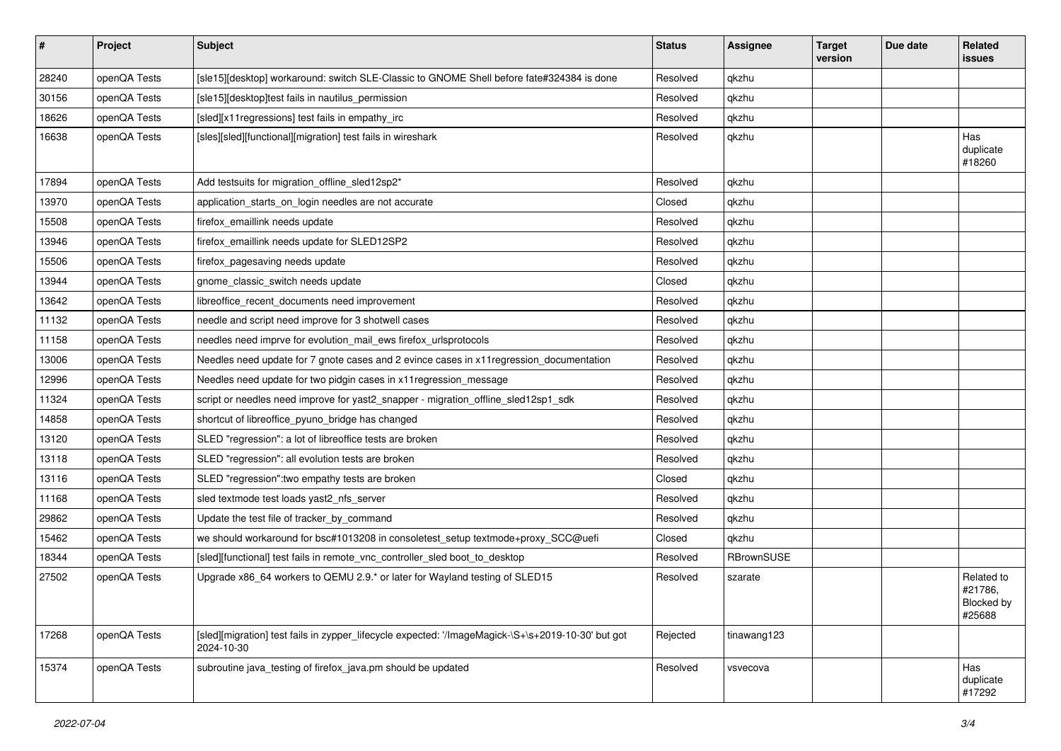| # | Project | Subject | Status | Assignee | Target version | Due date | Related issues |
|---|---|---|---|---|---|---|---|
| 28240 | openQA Tests | [sle15][desktop] workaround: switch SLE-Classic to GNOME Shell before fate#324384 is done | Resolved | qkzhu | | | |
| 30156 | openQA Tests | [sle15][desktop]test fails in nautilus_permission | Resolved | qkzhu | | | |
| 18626 | openQA Tests | [sled][x11regressions] test fails in empathy_irc | Resolved | qkzhu | | | |
| 16638 | openQA Tests | [sles][sled][functional][migration] test fails in wireshark | Resolved | qkzhu | | | Has duplicate #18260 |
| 17894 | openQA Tests | Add testsuits for migration_offline_sled12sp2* | Resolved | qkzhu | | | |
| 13970 | openQA Tests | application_starts_on_login needles are not accurate | Closed | qkzhu | | | |
| 15508 | openQA Tests | firefox_emaillink needs update | Resolved | qkzhu | | | |
| 13946 | openQA Tests | firefox_emaillink needs update for SLED12SP2 | Resolved | qkzhu | | | |
| 15506 | openQA Tests | firefox_pagesaving needs update | Resolved | qkzhu | | | |
| 13944 | openQA Tests | gnome_classic_switch needs update | Closed | qkzhu | | | |
| 13642 | openQA Tests | libreoffice_recent_documents need improvement | Resolved | qkzhu | | | |
| 11132 | openQA Tests | needle and script need improve for 3 shotwell cases | Resolved | qkzhu | | | |
| 11158 | openQA Tests | needles need imprve for evolution_mail_ews firefox_urlsprotocols | Resolved | qkzhu | | | |
| 13006 | openQA Tests | Needles need update for 7 gnote cases and 2 evince cases in x11regression_documentation | Resolved | qkzhu | | | |
| 12996 | openQA Tests | Needles need update for two pidgin cases in x11regression_message | Resolved | qkzhu | | | |
| 11324 | openQA Tests | script or needles need improve for yast2_snapper - migration_offline_sled12sp1_sdk | Resolved | qkzhu | | | |
| 14858 | openQA Tests | shortcut of libreoffice_pyuno_bridge has changed | Resolved | qkzhu | | | |
| 13120 | openQA Tests | SLED "regression": a lot of libreoffice tests are broken | Resolved | qkzhu | | | |
| 13118 | openQA Tests | SLED "regression": all evolution tests are broken | Resolved | qkzhu | | | |
| 13116 | openQA Tests | SLED "regression":two empathy tests are broken | Closed | qkzhu | | | |
| 11168 | openQA Tests | sled textmode test loads yast2_nfs_server | Resolved | qkzhu | | | |
| 29862 | openQA Tests | Update the test file of tracker_by_command | Resolved | qkzhu | | | |
| 15462 | openQA Tests | we should workaround for bsc#1013208 in consoletest_setup textmode+proxy_SCC@uefi | Closed | qkzhu | | | |
| 18344 | openQA Tests | [sled][functional] test fails in remote_vnc_controller_sled boot_to_desktop | Resolved | RBrownSUSE | | | |
| 27502 | openQA Tests | Upgrade x86_64 workers to QEMU 2.9.* or later for Wayland testing of SLED15 | Resolved | szarate | | | Related to #21786, Blocked by #25688 |
| 17268 | openQA Tests | [sled][migration] test fails in zypper_lifecycle expected: '/ImageMagick-\S+\s+2019-10-30' but got 2024-10-30 | Rejected | tinawang123 | | | |
| 15374 | openQA Tests | subroutine java_testing of firefox_java.pm should be updated | Resolved | vsvecova | | | Has duplicate #17292 |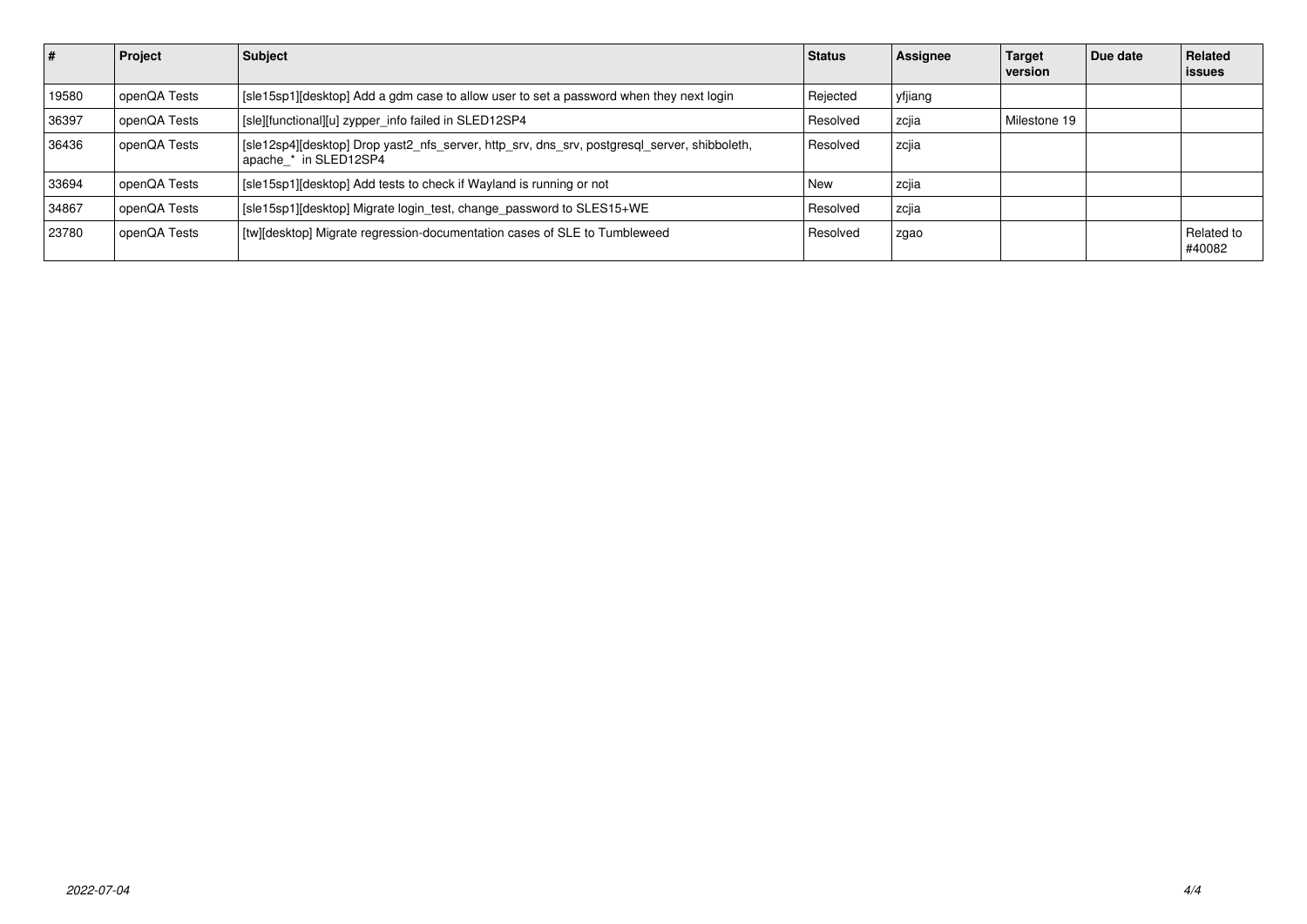| # | Project | Subject | Status | Assignee | Target version | Due date | Related issues |
|---|---|---|---|---|---|---|---|
| 19580 | openQA Tests | [sle15sp1][desktop] Add a gdm case to allow user to set a password when they next login | Rejected | yfjiang | | | |
| 36397 | openQA Tests | [sle][functional][u] zypper_info failed in SLED12SP4 | Resolved | zcjia | Milestone 19 | | |
| 36436 | openQA Tests | [sle12sp4][desktop] Drop yast2_nfs_server, http_srv, dns_srv, postgresql_server, shibboleth, apache_* in SLED12SP4 | Resolved | zcjia | | | |
| 33694 | openQA Tests | [sle15sp1][desktop] Add tests to check if Wayland is running or not | New | zcjia | | | |
| 34867 | openQA Tests | [sle15sp1][desktop] Migrate login_test, change_password to SLES15+WE | Resolved | zcjia | | | |
| 23780 | openQA Tests | [tw][desktop] Migrate regression-documentation cases of SLE to Tumbleweed | Resolved | zgao | | | Related to #40082 |

*2022-07-04*